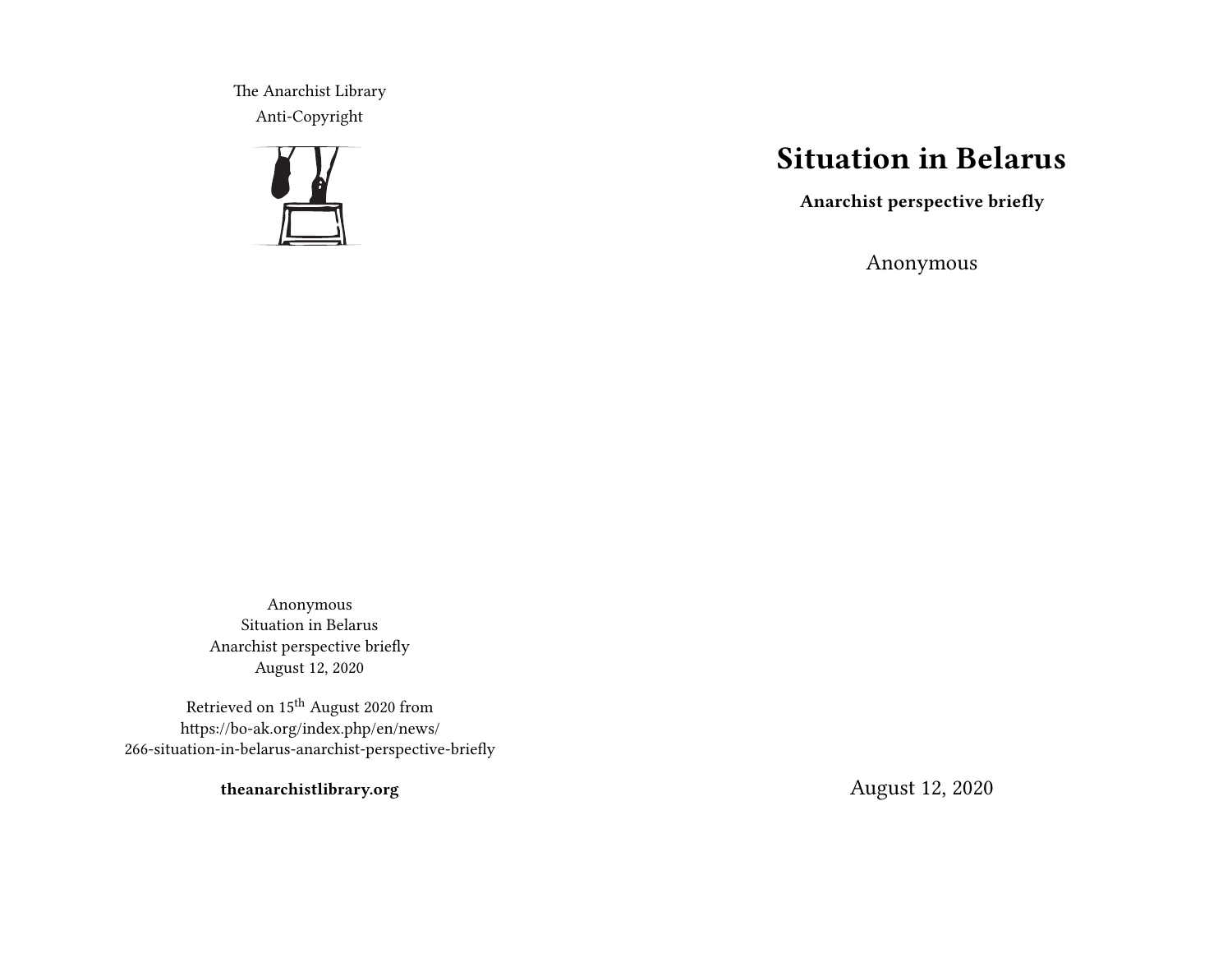The Anarchist Library
Anti-Copyright

# Situation in Belarus

**Anarchist perspective briefly**

Anonymous

August 12, 2020

Anonymous
Situation in Belarus
Anarchist perspective briefly
August 12, 2020

Retrieved on 15th August 2020 from
https://bo-ak.org/index.php/en/news/
266-situation-in-belarus-anarchist-perspective-briefly

**theanarchistlibrary.org**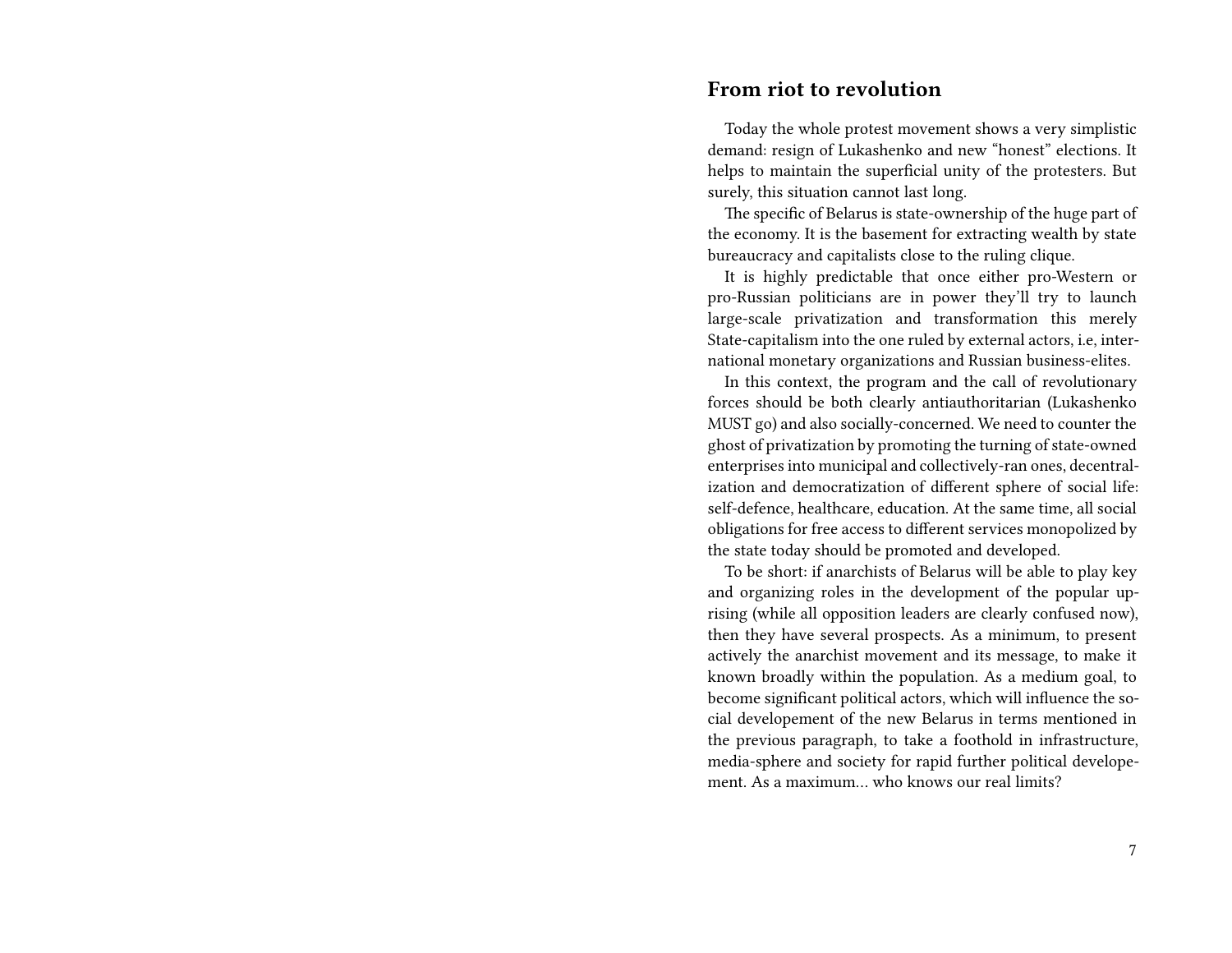## From riot to revolution

Today the whole protest movement shows a very simplistic demand: resign of Lukashenko and new "honest" elections. It helps to maintain the superficial unity of the protesters. But surely, this situation cannot last long.

The specific of Belarus is state-ownership of the huge part of the economy. It is the basement for extracting wealth by state bureaucracy and capitalists close to the ruling clique.

It is highly predictable that once either pro-Western or pro-Russian politicians are in power they'll try to launch large-scale privatization and transformation this merely State-capitalism into the one ruled by external actors, i.e, international monetary organizations and Russian business-elites.

In this context, the program and the call of revolutionary forces should be both clearly antiauthoritarian (Lukashenko MUST go) and also socially-concerned. We need to counter the ghost of privatization by promoting the turning of state-owned enterprises into municipal and collectively-ran ones, decentralization and democratization of different sphere of social life: self-defence, healthcare, education. At the same time, all social obligations for free access to different services monopolized by the state today should be promoted and developed.

To be short: if anarchists of Belarus will be able to play key and organizing roles in the development of the popular uprising (while all opposition leaders are clearly confused now), then they have several prospects. As a minimum, to present actively the anarchist movement and its message, to make it known broadly within the population. As a medium goal, to become significant political actors, which will influence the social developement of the new Belarus in terms mentioned in the previous paragraph, to take a foothold in infrastructure, media-sphere and society for rapid further political developement. As a maximum… who knows our real limits?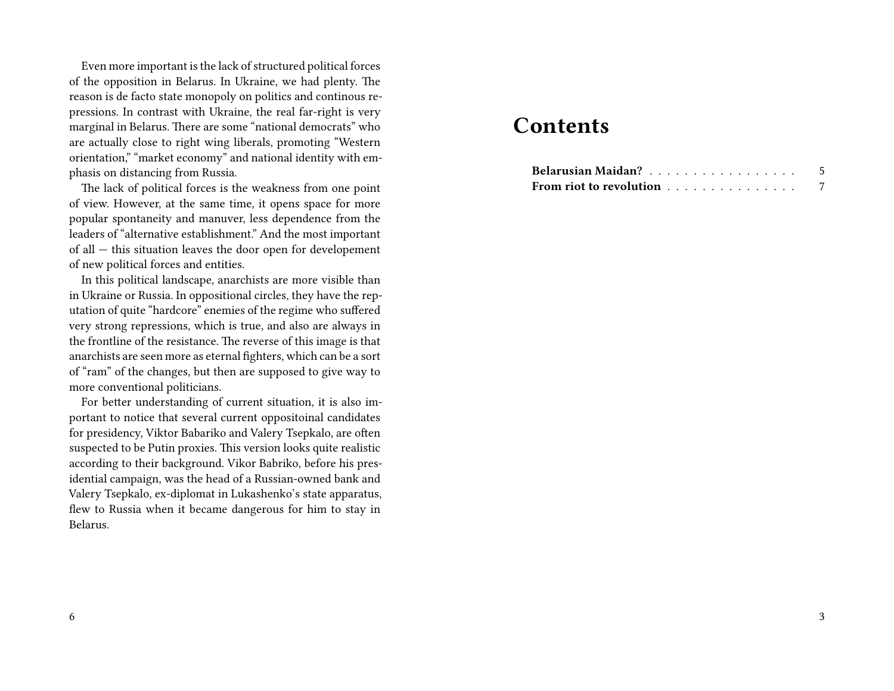Even more important is the lack of structured political forces of the opposition in Belarus. In Ukraine, we had plenty. The reason is de facto state monopoly on politics and continous repressions. In contrast with Ukraine, the real far-right is very marginal in Belarus. There are some "national democrats" who are actually close to right wing liberals, promoting "Western orientation," "market economy" and national identity with emphasis on distancing from Russia.

The lack of political forces is the weakness from one point of view. However, at the same time, it opens space for more popular spontaneity and manuver, less dependence from the leaders of "alternative establishment." And the most important of all — this situation leaves the door open for developement of new political forces and entities.

In this political landscape, anarchists are more visible than in Ukraine or Russia. In oppositional circles, they have the reputation of quite "hardcore" enemies of the regime who suffered very strong repressions, which is true, and also are always in the frontline of the resistance. The reverse of this image is that anarchists are seen more as eternal fighters, which can be a sort of "ram" of the changes, but then are supposed to give way to more conventional politicians.

For better understanding of current situation, it is also important to notice that several current oppositoinal candidates for presidency, Viktor Babariko and Valery Tsepkalo, are often suspected to be Putin proxies. This version looks quite realistic according to their background. Vikor Babriko, before his presidential campaign, was the head of a Russian-owned bank and Valery Tsepkalo, ex-diplomat in Lukashenko's state apparatus, flew to Russia when it became dangerous for him to stay in Belarus.

# Contents

**Belarusian Maidan?** . . . . . . . . . . . . . . . . . . 5
**From riot to revolution** . . . . . . . . . . . . . . . 7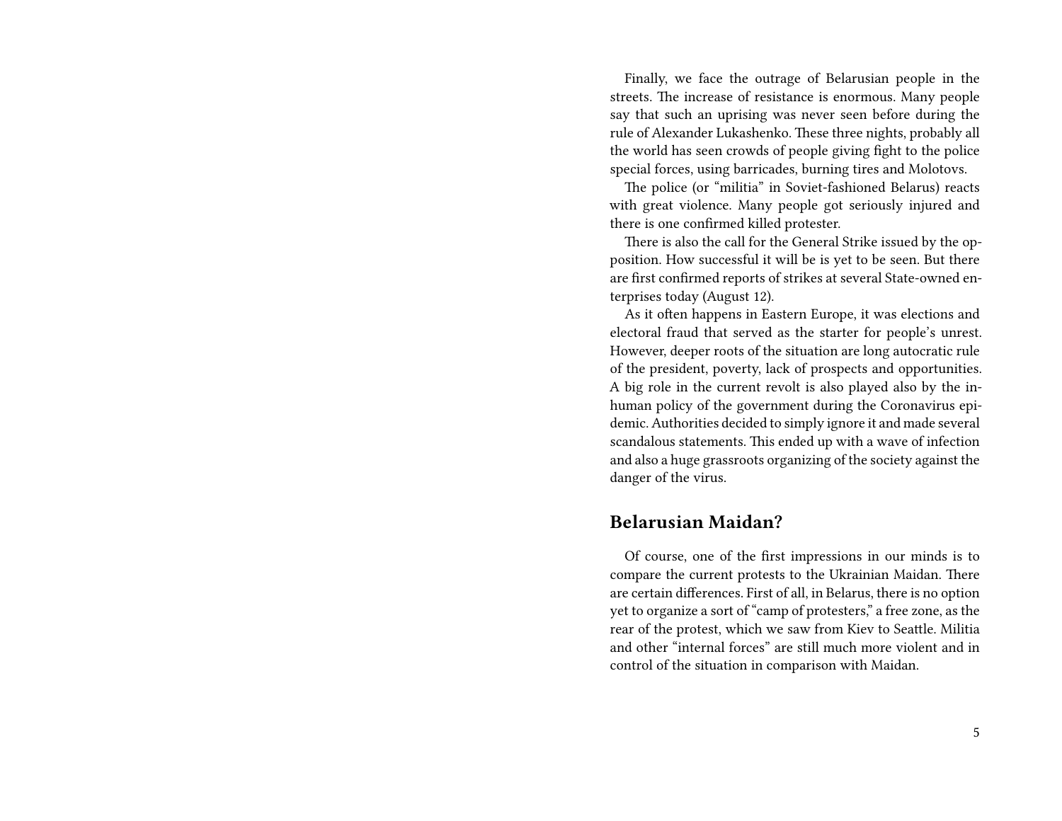Finally, we face the outrage of Belarusian people in the streets. The increase of resistance is enormous. Many people say that such an uprising was never seen before during the rule of Alexander Lukashenko. These three nights, probably all the world has seen crowds of people giving fight to the police special forces, using barricades, burning tires and Molotovs.

The police (or "militia" in Soviet-fashioned Belarus) reacts with great violence. Many people got seriously injured and there is one confirmed killed protester.

There is also the call for the General Strike issued by the opposition. How successful it will be is yet to be seen. But there are first confirmed reports of strikes at several State-owned enterprises today (August 12).

As it often happens in Eastern Europe, it was elections and electoral fraud that served as the starter for people's unrest. However, deeper roots of the situation are long autocratic rule of the president, poverty, lack of prospects and opportunities. A big role in the current revolt is also played also by the inhuman policy of the government during the Coronavirus epidemic. Authorities decided to simply ignore it and made several scandalous statements. This ended up with a wave of infection and also a huge grassroots organizing of the society against the danger of the virus.

## Belarusian Maidan?

Of course, one of the first impressions in our minds is to compare the current protests to the Ukrainian Maidan. There are certain differences. First of all, in Belarus, there is no option yet to organize a sort of "camp of protesters," a free zone, as the rear of the protest, which we saw from Kiev to Seattle. Militia and other "internal forces" are still much more violent and in control of the situation in comparison with Maidan.